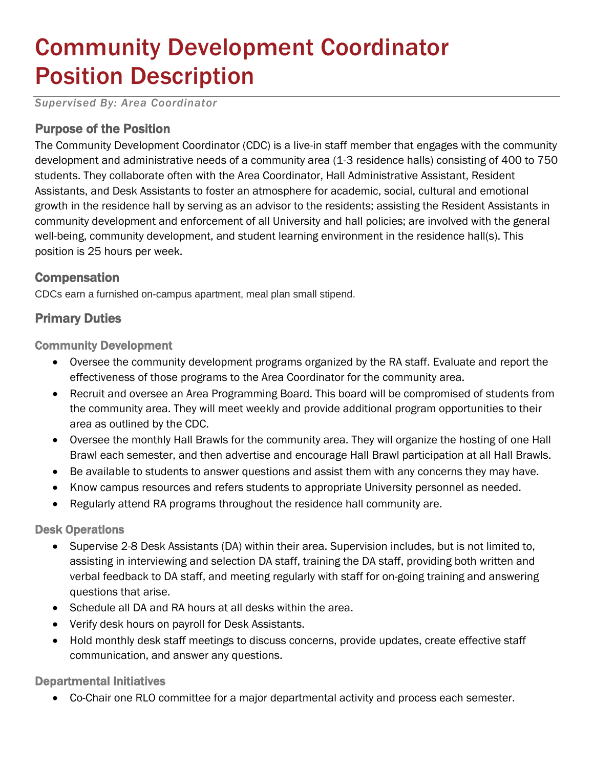# Community Development Coordinator Position Description

*Supervised By: Area Coordinator*

## Purpose of the Position

The Community Development Coordinator (CDC) is a live-in staff member that engages with the community development and administrative needs of a community area (1-3 residence halls) consisting of 400 to 750 students. They collaborate often with the Area Coordinator, Hall Administrative Assistant, Resident Assistants, and Desk Assistants to foster an atmosphere for academic, social, cultural and emotional growth in the residence hall by serving as an advisor to the residents; assisting the Resident Assistants in community development and enforcement of all University and hall policies; are involved with the general well-being, community development, and student learning environment in the residence hall(s). This position is 25 hours per week.

## Compensation

CDCs earn a furnished on-campus apartment, meal plan small stipend.

## Primary Duties

### Community Development

- Oversee the community development programs organized by the RA staff. Evaluate and report the effectiveness of those programs to the Area Coordinator for the community area.
- Recruit and oversee an Area Programming Board. This board will be compromised of students from the community area. They will meet weekly and provide additional program opportunities to their area as outlined by the CDC.
- Oversee the monthly Hall Brawls for the community area. They will organize the hosting of one Hall Brawl each semester, and then advertise and encourage Hall Brawl participation at all Hall Brawls.
- Be available to students to answer questions and assist them with any concerns they may have.
- Know campus resources and refers students to appropriate University personnel as needed.
- Regularly attend RA programs throughout the residence hall community are.

### Desk Operations

- Supervise 2-8 Desk Assistants (DA) within their area. Supervision includes, but is not limited to, assisting in interviewing and selection DA staff, training the DA staff, providing both written and verbal feedback to DA staff, and meeting regularly with staff for on-going training and answering questions that arise.
- Schedule all DA and RA hours at all desks within the area.
- Verify desk hours on payroll for Desk Assistants.
- Hold monthly desk staff meetings to discuss concerns, provide updates, create effective staff communication, and answer any questions.

### Departmental Initiatives

- Co-Chair one RLO committee for a major departmental activity and process each semester.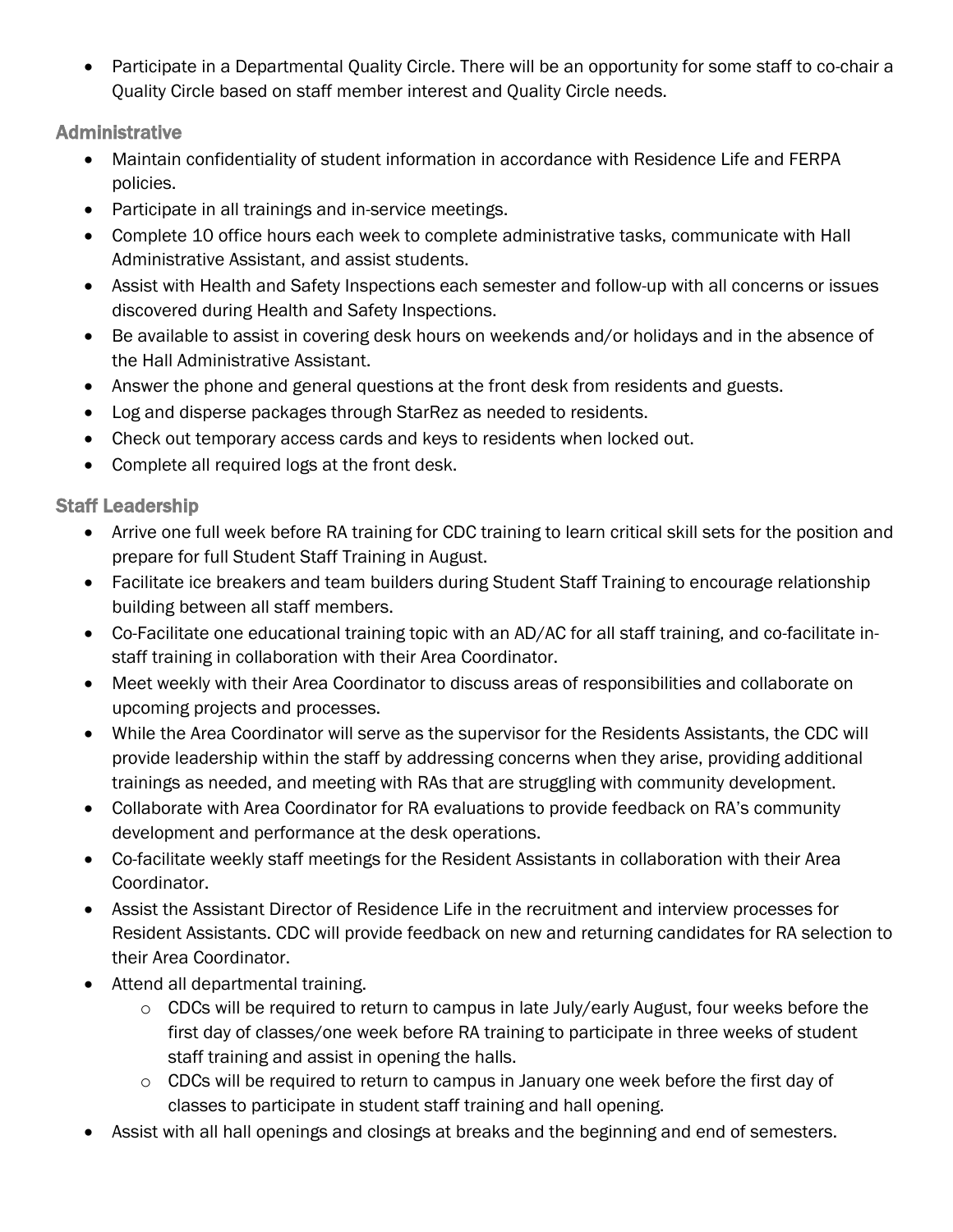- Participate in a Departmental Quality Circle. There will be an opportunity for some staff to co-chair a Quality Circle based on staff member interest and Quality Circle needs.

### Administrative

- Maintain confidentiality of student information in accordance with Residence Life and FERPA policies.
- Participate in all trainings and in-service meetings.
- Complete 10 office hours each week to complete administrative tasks, communicate with Hall Administrative Assistant, and assist students.
- Assist with Health and Safety Inspections each semester and follow-up with all concerns or issues discovered during Health and Safety Inspections.
- Be available to assist in covering desk hours on weekends and/or holidays and in the absence of the Hall Administrative Assistant.
- Answer the phone and general questions at the front desk from residents and guests.
- Log and disperse packages through StarRez as needed to residents.
- Check out temporary access cards and keys to residents when locked out.
- Complete all required logs at the front desk.

### Staff Leadership

- Arrive one full week before RA training for CDC training to learn critical skill sets for the position and prepare for full Student Staff Training in August.
- Facilitate ice breakers and team builders during Student Staff Training to encourage relationship building between all staff members.
- Co-Facilitate one educational training topic with an AD/AC for all staff training, and co-facilitate in-staff training in collaboration with their Area Coordinator.
- Meet weekly with their Area Coordinator to discuss areas of responsibilities and collaborate on upcoming projects and processes.
- While the Area Coordinator will serve as the supervisor for the Residents Assistants, the CDC will provide leadership within the staff by addressing concerns when they arise, providing additional trainings as needed, and meeting with RAs that are struggling with community development.
- Collaborate with Area Coordinator for RA evaluations to provide feedback on RA's community development and performance at the desk operations.
- Co-facilitate weekly staff meetings for the Resident Assistants in collaboration with their Area Coordinator.
- Assist the Assistant Director of Residence Life in the recruitment and interview processes for Resident Assistants. CDC will provide feedback on new and returning candidates for RA selection to their Area Coordinator.
- Attend all departmental training.
  - CDCs will be required to return to campus in late July/early August, four weeks before the first day of classes/one week before RA training to participate in three weeks of student staff training and assist in opening the halls.
  - CDCs will be required to return to campus in January one week before the first day of classes to participate in student staff training and hall opening.
- Assist with all hall openings and closings at breaks and the beginning and end of semesters.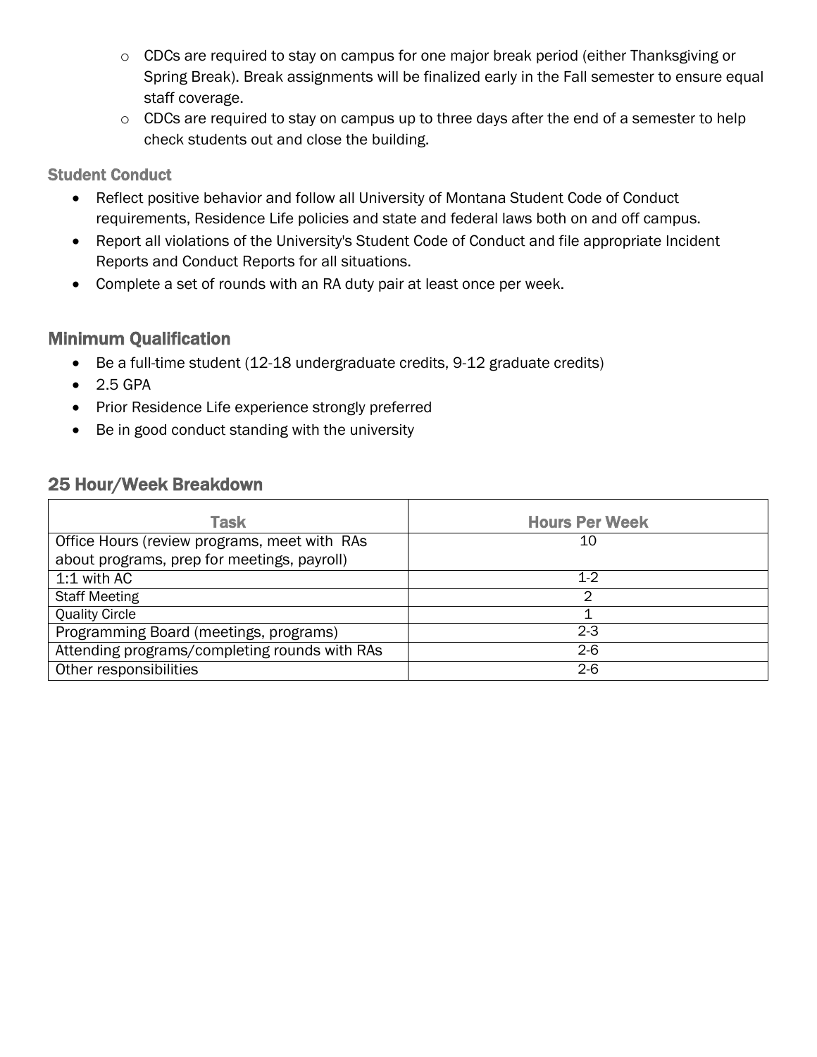- CDCs are required to stay on campus for one major break period (either Thanksgiving or Spring Break). Break assignments will be finalized early in the Fall semester to ensure equal staff coverage.
- CDCs are required to stay on campus up to three days after the end of a semester to help check students out and close the building.

### Student Conduct

- Reflect positive behavior and follow all University of Montana Student Code of Conduct requirements, Residence Life policies and state and federal laws both on and off campus.
- Report all violations of the University's Student Code of Conduct and file appropriate Incident Reports and Conduct Reports for all situations.
- Complete a set of rounds with an RA duty pair at least once per week.

## Minimum Qualification

- Be a full-time student (12-18 undergraduate credits, 9-12 graduate credits)
- 2.5 GPA
- Prior Residence Life experience strongly preferred
- Be in good conduct standing with the university

## 25 Hour/Week Breakdown

| Task | Hours Per Week |
|---|---|
| Office Hours (review programs, meet with RAs about programs, prep for meetings, payroll) | 10 |
| 1:1 with AC | 1-2 |
| Staff Meeting | 2 |
| Quality Circle | 1 |
| Programming Board (meetings, programs) | 2-3 |
| Attending programs/completing rounds with RAs | 2-6 |
| Other responsibilities | 2-6 |